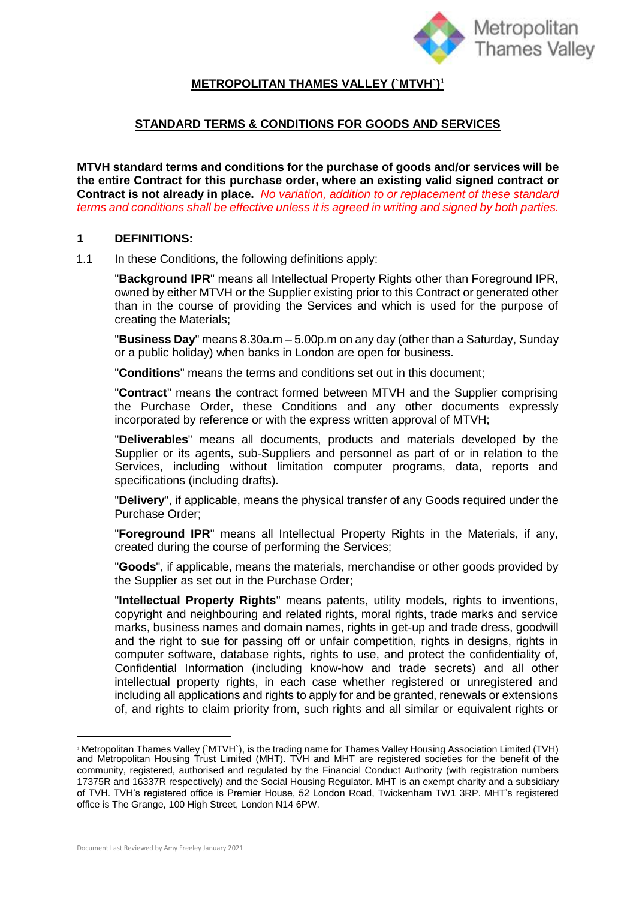## METROPOLITAN THAMES VALLEY (`MTVH`)[1]

## STANDARD TERMS & CONDITIONS FOR GOODS AND SERVICES

**MTVH standard terms and conditions for the purchase of goods and/or services will be the entire Contract for this purchase order, where an existing valid signed contract or Contract is not already in place.** *No variation, addition to or replacement of these standard terms and conditions shall be effective unless it is agreed in writing and signed by both parties.*

### 1 DEFINITIONS:

1.1 In these Conditions, the following definitions apply:

"**Background IPR**" means all Intellectual Property Rights other than Foreground IPR, owned by either MTVH or the Supplier existing prior to this Contract or generated other than in the course of providing the Services and which is used for the purpose of creating the Materials;

"**Business Day**" means 8.30a.m – 5.00p.m on any day (other than a Saturday, Sunday or a public holiday) when banks in London are open for business.

"**Conditions**" means the terms and conditions set out in this document;

"**Contract**" means the contract formed between MTVH and the Supplier comprising the Purchase Order, these Conditions and any other documents expressly incorporated by reference or with the express written approval of MTVH;

"**Deliverables**" means all documents, products and materials developed by the Supplier or its agents, sub-Suppliers and personnel as part of or in relation to the Services, including without limitation computer programs, data, reports and specifications (including drafts).

"**Delivery**", if applicable, means the physical transfer of any Goods required under the Purchase Order;

"**Foreground IPR**" means all Intellectual Property Rights in the Materials, if any, created during the course of performing the Services;

"**Goods**", if applicable, means the materials, merchandise or other goods provided by the Supplier as set out in the Purchase Order;

"**Intellectual Property Rights**" means patents, utility models, rights to inventions, copyright and neighbouring and related rights, moral rights, trade marks and service marks, business names and domain names, rights in get-up and trade dress, goodwill and the right to sue for passing off or unfair competition, rights in designs, rights in computer software, database rights, rights to use, and protect the confidentiality of, Confidential Information (including know-how and trade secrets) and all other intellectual property rights, in each case whether registered or unregistered and including all applications and rights to apply for and be granted, renewals or extensions of, and rights to claim priority from, such rights and all similar or equivalent rights or

---

[1] Metropolitan Thames Valley (`MTVH`), is the trading name for Thames Valley Housing Association Limited (TVH) and Metropolitan Housing Trust Limited (MHT). TVH and MHT are registered societies for the benefit of the community, registered, authorised and regulated by the Financial Conduct Authority (with registration numbers 17375R and 16337R respectively) and the Social Housing Regulator. MHT is an exempt charity and a subsidiary of TVH. TVH's registered office is Premier House, 52 London Road, Twickenham TW1 3RP. MHT's registered office is The Grange, 100 High Street, London N14 6PW.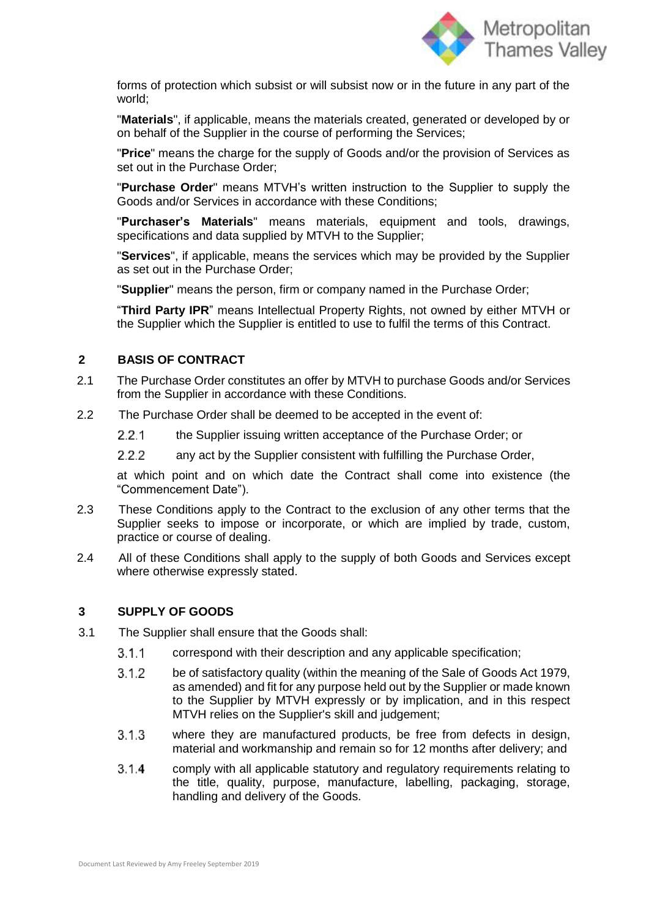forms of protection which subsist or will subsist now or in the future in any part of the world;

"**Materials**", if applicable, means the materials created, generated or developed by or on behalf of the Supplier in the course of performing the Services;

"**Price**" means the charge for the supply of Goods and/or the provision of Services as set out in the Purchase Order;

"**Purchase Order**" means MTVH's written instruction to the Supplier to supply the Goods and/or Services in accordance with these Conditions;

"**Purchaser's Materials**" means materials, equipment and tools, drawings, specifications and data supplied by MTVH to the Supplier;

"**Services**", if applicable, means the services which may be provided by the Supplier as set out in the Purchase Order;

"**Supplier**" means the person, firm or company named in the Purchase Order;

"**Third Party IPR**" means Intellectual Property Rights, not owned by either MTVH or the Supplier which the Supplier is entitled to use to fulfil the terms of this Contract.

## 2 BASIS OF CONTRACT

2.1 The Purchase Order constitutes an offer by MTVH to purchase Goods and/or Services from the Supplier in accordance with these Conditions.

2.2 The Purchase Order shall be deemed to be accepted in the event of:

2.2.1 the Supplier issuing written acceptance of the Purchase Order; or

2.2.2 any act by the Supplier consistent with fulfilling the Purchase Order,

at which point and on which date the Contract shall come into existence (the "Commencement Date").

2.3 These Conditions apply to the Contract to the exclusion of any other terms that the Supplier seeks to impose or incorporate, or which are implied by trade, custom, practice or course of dealing.

2.4 All of these Conditions shall apply to the supply of both Goods and Services except where otherwise expressly stated.

## 3 SUPPLY OF GOODS

3.1 The Supplier shall ensure that the Goods shall:

3.1.1 correspond with their description and any applicable specification;

3.1.2 be of satisfactory quality (within the meaning of the Sale of Goods Act 1979, as amended) and fit for any purpose held out by the Supplier or made known to the Supplier by MTVH expressly or by implication, and in this respect MTVH relies on the Supplier's skill and judgement;

3.1.3 where they are manufactured products, be free from defects in design, material and workmanship and remain so for 12 months after delivery; and

3.1.4 comply with all applicable statutory and regulatory requirements relating to the title, quality, purpose, manufacture, labelling, packaging, storage, handling and delivery of the Goods.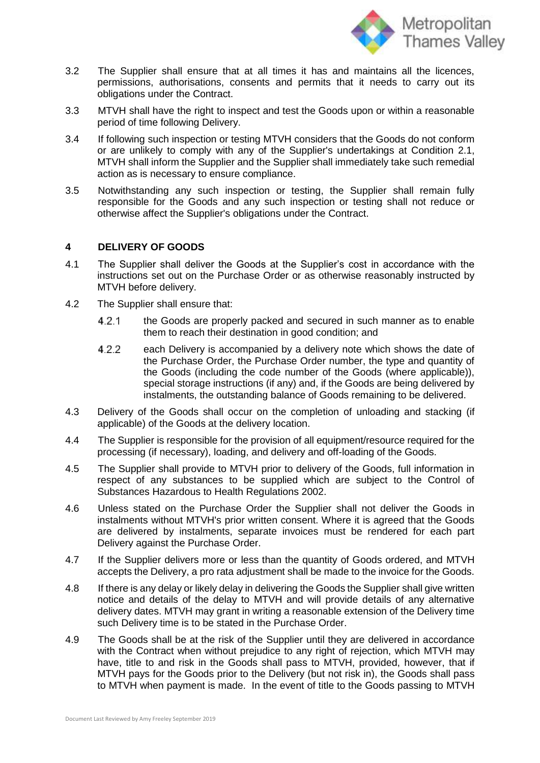3.2 The Supplier shall ensure that at all times it has and maintains all the licences, permissions, authorisations, consents and permits that it needs to carry out its obligations under the Contract.

3.3 MTVH shall have the right to inspect and test the Goods upon or within a reasonable period of time following Delivery.

3.4 If following such inspection or testing MTVH considers that the Goods do not conform or are unlikely to comply with any of the Supplier's undertakings at Condition 2.1, MTVH shall inform the Supplier and the Supplier shall immediately take such remedial action as is necessary to ensure compliance.

3.5 Notwithstanding any such inspection or testing, the Supplier shall remain fully responsible for the Goods and any such inspection or testing shall not reduce or otherwise affect the Supplier's obligations under the Contract.

## 4 DELIVERY OF GOODS

4.1 The Supplier shall deliver the Goods at the Supplier's cost in accordance with the instructions set out on the Purchase Order or as otherwise reasonably instructed by MTVH before delivery.

4.2 The Supplier shall ensure that:

4.2.1 the Goods are properly packed and secured in such manner as to enable them to reach their destination in good condition; and

4.2.2 each Delivery is accompanied by a delivery note which shows the date of the Purchase Order, the Purchase Order number, the type and quantity of the Goods (including the code number of the Goods (where applicable)), special storage instructions (if any) and, if the Goods are being delivered by instalments, the outstanding balance of Goods remaining to be delivered.

4.3 Delivery of the Goods shall occur on the completion of unloading and stacking (if applicable) of the Goods at the delivery location.

4.4 The Supplier is responsible for the provision of all equipment/resource required for the processing (if necessary), loading, and delivery and off-loading of the Goods.

4.5 The Supplier shall provide to MTVH prior to delivery of the Goods, full information in respect of any substances to be supplied which are subject to the Control of Substances Hazardous to Health Regulations 2002.

4.6 Unless stated on the Purchase Order the Supplier shall not deliver the Goods in instalments without MTVH's prior written consent. Where it is agreed that the Goods are delivered by instalments, separate invoices must be rendered for each part Delivery against the Purchase Order.

4.7 If the Supplier delivers more or less than the quantity of Goods ordered, and MTVH accepts the Delivery, a pro rata adjustment shall be made to the invoice for the Goods.

4.8 If there is any delay or likely delay in delivering the Goods the Supplier shall give written notice and details of the delay to MTVH and will provide details of any alternative delivery dates. MTVH may grant in writing a reasonable extension of the Delivery time such Delivery time is to be stated in the Purchase Order.

4.9 The Goods shall be at the risk of the Supplier until they are delivered in accordance with the Contract when without prejudice to any right of rejection, which MTVH may have, title to and risk in the Goods shall pass to MTVH, provided, however, that if MTVH pays for the Goods prior to the Delivery (but not risk in), the Goods shall pass to MTVH when payment is made. In the event of title to the Goods passing to MTVH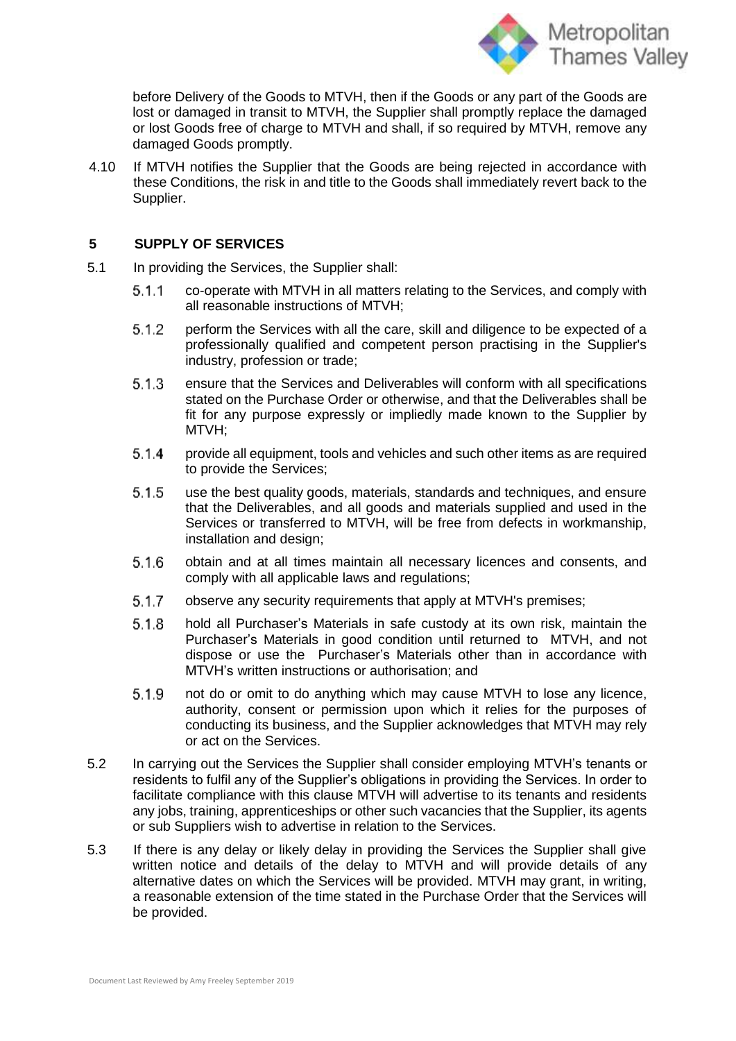before Delivery of the Goods to MTVH, then if the Goods or any part of the Goods are lost or damaged in transit to MTVH, the Supplier shall promptly replace the damaged or lost Goods free of charge to MTVH and shall, if so required by MTVH, remove any damaged Goods promptly.

4.10 If MTVH notifies the Supplier that the Goods are being rejected in accordance with these Conditions, the risk in and title to the Goods shall immediately revert back to the Supplier.

## 5 SUPPLY OF SERVICES

5.1 In providing the Services, the Supplier shall:

5.1.1 co-operate with MTVH in all matters relating to the Services, and comply with all reasonable instructions of MTVH;

5.1.2 perform the Services with all the care, skill and diligence to be expected of a professionally qualified and competent person practising in the Supplier's industry, profession or trade;

5.1.3 ensure that the Services and Deliverables will conform with all specifications stated on the Purchase Order or otherwise, and that the Deliverables shall be fit for any purpose expressly or impliedly made known to the Supplier by MTVH;

5.1.4 provide all equipment, tools and vehicles and such other items as are required to provide the Services;

5.1.5 use the best quality goods, materials, standards and techniques, and ensure that the Deliverables, and all goods and materials supplied and used in the Services or transferred to MTVH, will be free from defects in workmanship, installation and design;

5.1.6 obtain and at all times maintain all necessary licences and consents, and comply with all applicable laws and regulations;

5.1.7 observe any security requirements that apply at MTVH's premises;

5.1.8 hold all Purchaser's Materials in safe custody at its own risk, maintain the Purchaser's Materials in good condition until returned to MTVH, and not dispose or use the Purchaser's Materials other than in accordance with MTVH's written instructions or authorisation; and

5.1.9 not do or omit to do anything which may cause MTVH to lose any licence, authority, consent or permission upon which it relies for the purposes of conducting its business, and the Supplier acknowledges that MTVH may rely or act on the Services.

5.2 In carrying out the Services the Supplier shall consider employing MTVH's tenants or residents to fulfil any of the Supplier's obligations in providing the Services. In order to facilitate compliance with this clause MTVH will advertise to its tenants and residents any jobs, training, apprenticeships or other such vacancies that the Supplier, its agents or sub Suppliers wish to advertise in relation to the Services.

5.3 If there is any delay or likely delay in providing the Services the Supplier shall give written notice and details of the delay to MTVH and will provide details of any alternative dates on which the Services will be provided. MTVH may grant, in writing, a reasonable extension of the time stated in the Purchase Order that the Services will be provided.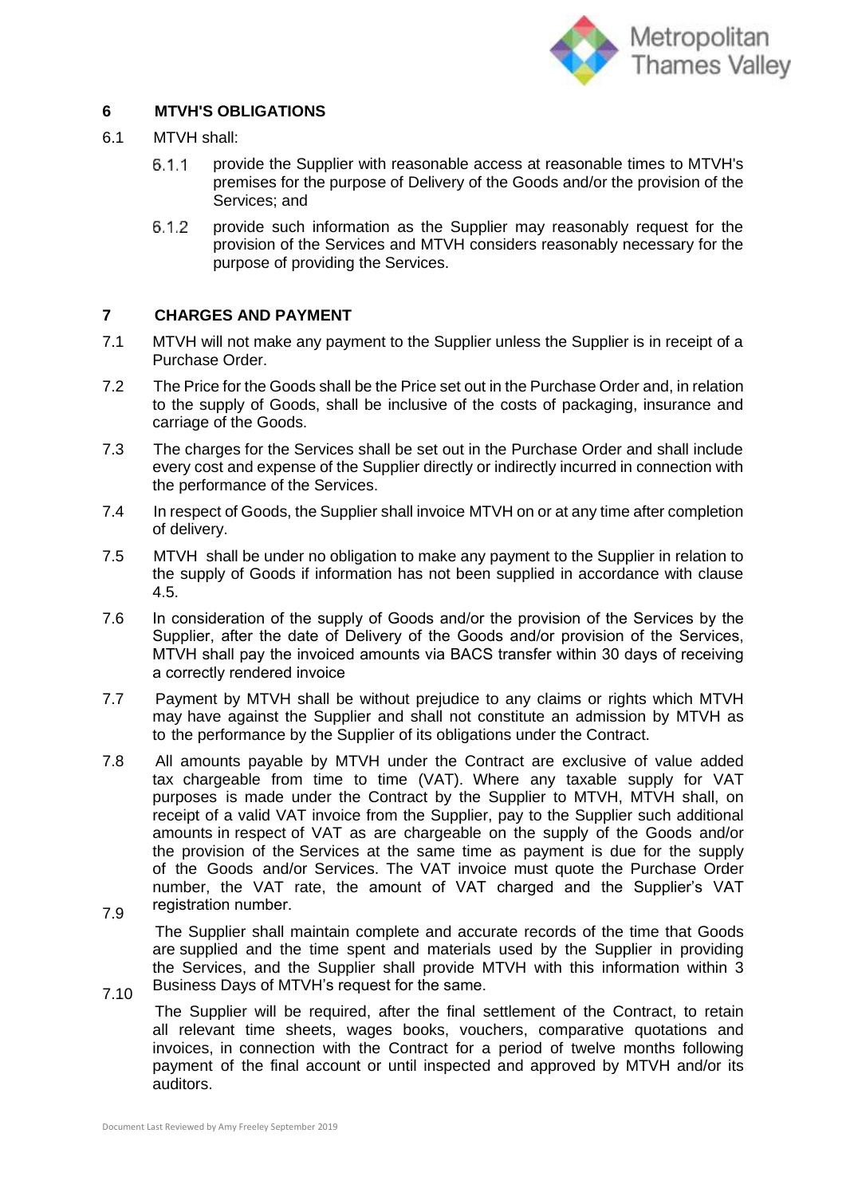## 6 MTVH'S OBLIGATIONS

6.1 MTVH shall:

6.1.1 provide the Supplier with reasonable access at reasonable times to MTVH's premises for the purpose of Delivery of the Goods and/or the provision of the Services; and

6.1.2 provide such information as the Supplier may reasonably request for the provision of the Services and MTVH considers reasonably necessary for the purpose of providing the Services.

## 7 CHARGES AND PAYMENT

7.1 MTVH will not make any payment to the Supplier unless the Supplier is in receipt of a Purchase Order.

7.2 The Price for the Goods shall be the Price set out in the Purchase Order and, in relation to the supply of Goods, shall be inclusive of the costs of packaging, insurance and carriage of the Goods.

7.3 The charges for the Services shall be set out in the Purchase Order and shall include every cost and expense of the Supplier directly or indirectly incurred in connection with the performance of the Services.

7.4 In respect of Goods, the Supplier shall invoice MTVH on or at any time after completion of delivery.

7.5 MTVH shall be under no obligation to make any payment to the Supplier in relation to the supply of Goods if information has not been supplied in accordance with clause 4.5.

7.6 In consideration of the supply of Goods and/or the provision of the Services by the Supplier, after the date of Delivery of the Goods and/or provision of the Services, MTVH shall pay the invoiced amounts via BACS transfer within 30 days of receiving a correctly rendered invoice

7.7 Payment by MTVH shall be without prejudice to any claims or rights which MTVH may have against the Supplier and shall not constitute an admission by MTVH as to the performance by the Supplier of its obligations under the Contract.

7.8 All amounts payable by MTVH under the Contract are exclusive of value added tax chargeable from time to time (VAT). Where any taxable supply for VAT purposes is made under the Contract by the Supplier to MTVH, MTVH shall, on receipt of a valid VAT invoice from the Supplier, pay to the Supplier such additional amounts in respect of VAT as are chargeable on the supply of the Goods and/or the provision of the Services at the same time as payment is due for the supply of the Goods and/or Services. The VAT invoice must quote the Purchase Order number, the VAT rate, the amount of VAT charged and the Supplier's VAT registration number.

7.9 The Supplier shall maintain complete and accurate records of the time that Goods are supplied and the time spent and materials used by the Supplier in providing the Services, and the Supplier shall provide MTVH with this information within 3 Business Days of MTVH's request for the same.

7.10 The Supplier will be required, after the final settlement of the Contract, to retain all relevant time sheets, wages books, vouchers, comparative quotations and invoices, in connection with the Contract for a period of twelve months following payment of the final account or until inspected and approved by MTVH and/or its auditors.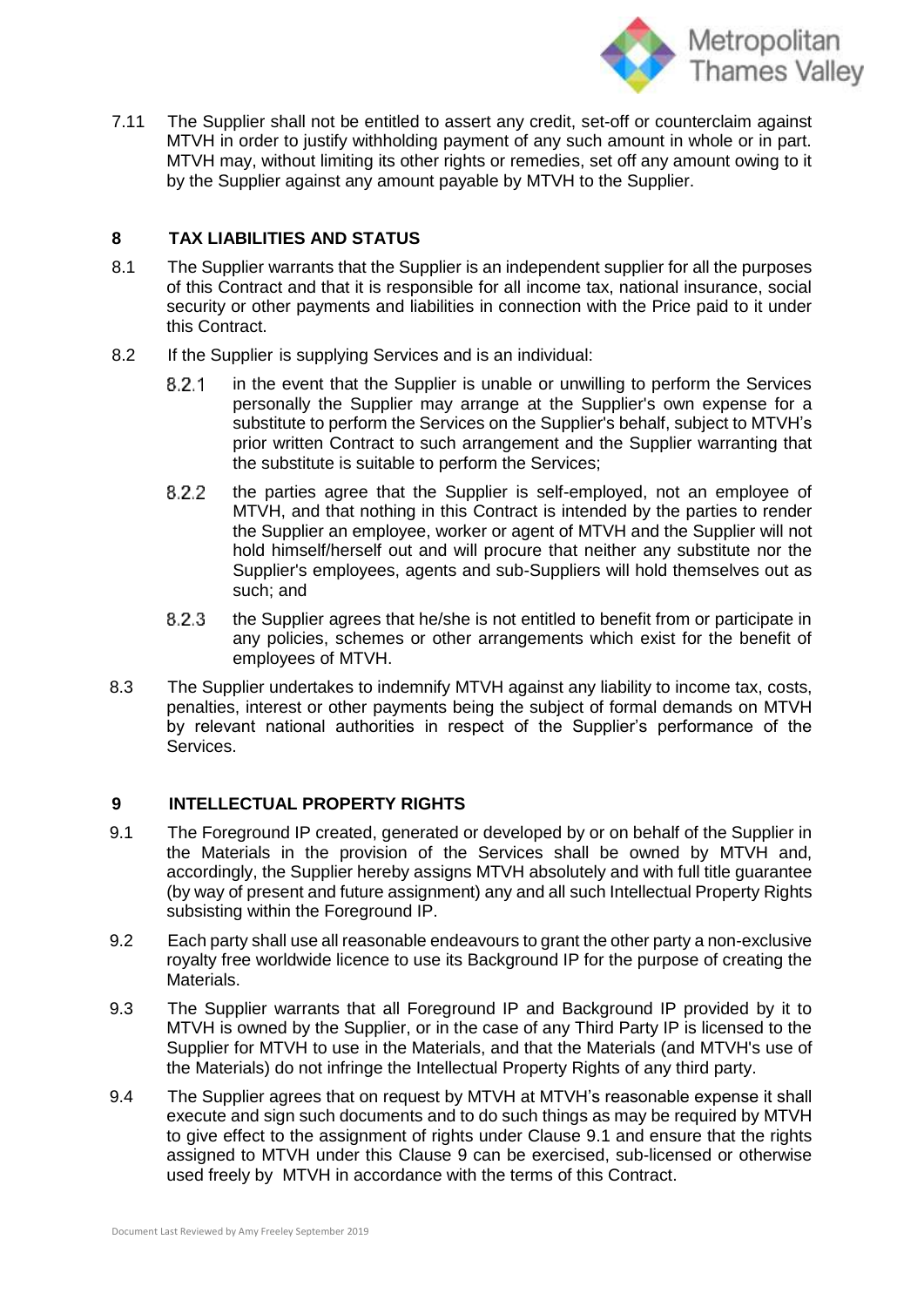7.11 The Supplier shall not be entitled to assert any credit, set-off or counterclaim against MTVH in order to justify withholding payment of any such amount in whole or in part. MTVH may, without limiting its other rights or remedies, set off any amount owing to it by the Supplier against any amount payable by MTVH to the Supplier.

## 8 TAX LIABILITIES AND STATUS

8.1 The Supplier warrants that the Supplier is an independent supplier for all the purposes of this Contract and that it is responsible for all income tax, national insurance, social security or other payments and liabilities in connection with the Price paid to it under this Contract.

8.2 If the Supplier is supplying Services and is an individual:

8.2.1 in the event that the Supplier is unable or unwilling to perform the Services personally the Supplier may arrange at the Supplier's own expense for a substitute to perform the Services on the Supplier's behalf, subject to MTVH's prior written Contract to such arrangement and the Supplier warranting that the substitute is suitable to perform the Services;

8.2.2 the parties agree that the Supplier is self-employed, not an employee of MTVH, and that nothing in this Contract is intended by the parties to render the Supplier an employee, worker or agent of MTVH and the Supplier will not hold himself/herself out and will procure that neither any substitute nor the Supplier's employees, agents and sub-Suppliers will hold themselves out as such; and

8.2.3 the Supplier agrees that he/she is not entitled to benefit from or participate in any policies, schemes or other arrangements which exist for the benefit of employees of MTVH.

8.3 The Supplier undertakes to indemnify MTVH against any liability to income tax, costs, penalties, interest or other payments being the subject of formal demands on MTVH by relevant national authorities in respect of the Supplier's performance of the Services.

## 9 INTELLECTUAL PROPERTY RIGHTS

9.1 The Foreground IP created, generated or developed by or on behalf of the Supplier in the Materials in the provision of the Services shall be owned by MTVH and, accordingly, the Supplier hereby assigns MTVH absolutely and with full title guarantee (by way of present and future assignment) any and all such Intellectual Property Rights subsisting within the Foreground IP.

9.2 Each party shall use all reasonable endeavours to grant the other party a non-exclusive royalty free worldwide licence to use its Background IP for the purpose of creating the Materials.

9.3 The Supplier warrants that all Foreground IP and Background IP provided by it to MTVH is owned by the Supplier, or in the case of any Third Party IP is licensed to the Supplier for MTVH to use in the Materials, and that the Materials (and MTVH's use of the Materials) do not infringe the Intellectual Property Rights of any third party.

9.4 The Supplier agrees that on request by MTVH at MTVH's reasonable expense it shall execute and sign such documents and to do such things as may be required by MTVH to give effect to the assignment of rights under Clause 9.1 and ensure that the rights assigned to MTVH under this Clause 9 can be exercised, sub-licensed or otherwise used freely by MTVH in accordance with the terms of this Contract.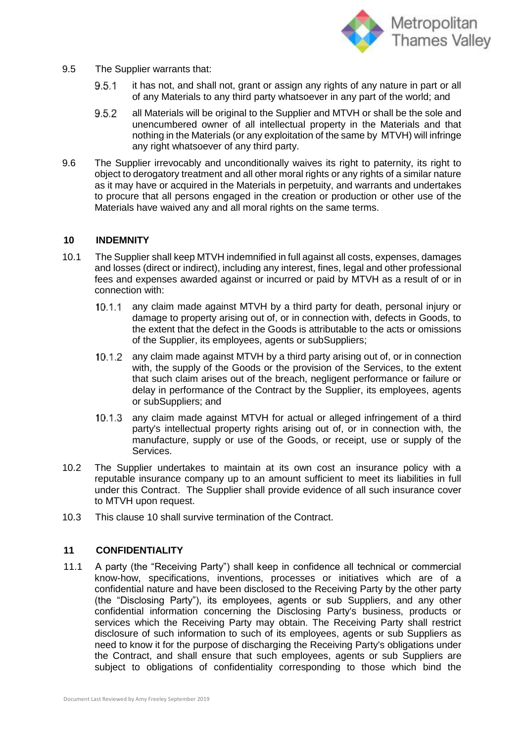9.5 The Supplier warrants that:

9.5.1 it has not, and shall not, grant or assign any rights of any nature in part or all of any Materials to any third party whatsoever in any part of the world; and

9.5.2 all Materials will be original to the Supplier and MTVH or shall be the sole and unencumbered owner of all intellectual property in the Materials and that nothing in the Materials (or any exploitation of the same by MTVH) will infringe any right whatsoever of any third party.

9.6 The Supplier irrevocably and unconditionally waives its right to paternity, its right to object to derogatory treatment and all other moral rights or any rights of a similar nature as it may have or acquired in the Materials in perpetuity, and warrants and undertakes to procure that all persons engaged in the creation or production or other use of the Materials have waived any and all moral rights on the same terms.

## 10 INDEMNITY

10.1 The Supplier shall keep MTVH indemnified in full against all costs, expenses, damages and losses (direct or indirect), including any interest, fines, legal and other professional fees and expenses awarded against or incurred or paid by MTVH as a result of or in connection with:

10.1.1 any claim made against MTVH by a third party for death, personal injury or damage to property arising out of, or in connection with, defects in Goods, to the extent that the defect in the Goods is attributable to the acts or omissions of the Supplier, its employees, agents or subSuppliers;

10.1.2 any claim made against MTVH by a third party arising out of, or in connection with, the supply of the Goods or the provision of the Services, to the extent that such claim arises out of the breach, negligent performance or failure or delay in performance of the Contract by the Supplier, its employees, agents or subSuppliers; and

10.1.3 any claim made against MTVH for actual or alleged infringement of a third party's intellectual property rights arising out of, or in connection with, the manufacture, supply or use of the Goods, or receipt, use or supply of the Services.

10.2 The Supplier undertakes to maintain at its own cost an insurance policy with a reputable insurance company up to an amount sufficient to meet its liabilities in full under this Contract. The Supplier shall provide evidence of all such insurance cover to MTVH upon request.

10.3 This clause 10 shall survive termination of the Contract.

## 11 CONFIDENTIALITY

11.1 A party (the "Receiving Party") shall keep in confidence all technical or commercial know-how, specifications, inventions, processes or initiatives which are of a confidential nature and have been disclosed to the Receiving Party by the other party (the "Disclosing Party"), its employees, agents or sub Suppliers, and any other confidential information concerning the Disclosing Party's business, products or services which the Receiving Party may obtain. The Receiving Party shall restrict disclosure of such information to such of its employees, agents or sub Suppliers as need to know it for the purpose of discharging the Receiving Party's obligations under the Contract, and shall ensure that such employees, agents or sub Suppliers are subject to obligations of confidentiality corresponding to those which bind the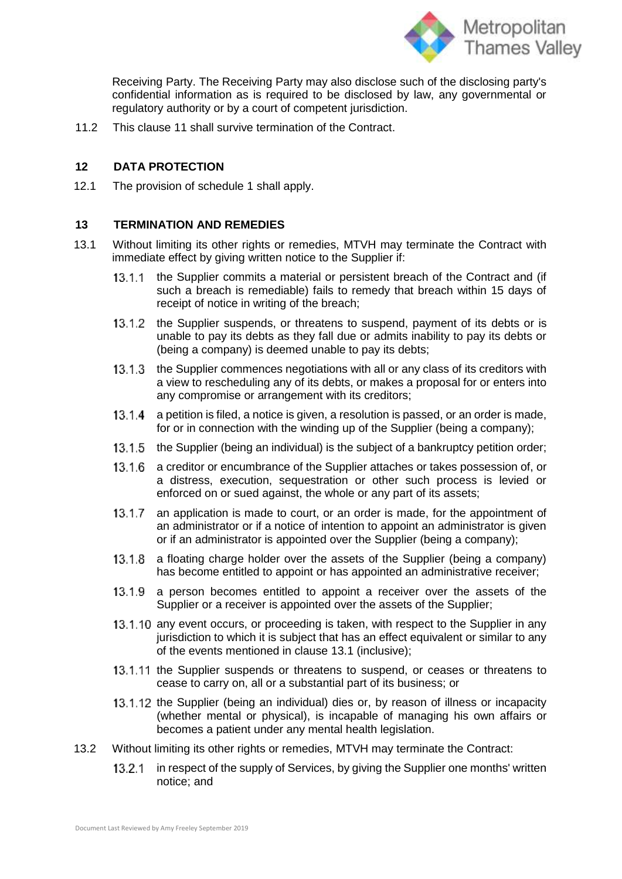Receiving Party. The Receiving Party may also disclose such of the disclosing party's confidential information as is required to be disclosed by law, any governmental or regulatory authority or by a court of competent jurisdiction.

11.2 This clause 11 shall survive termination of the Contract.

## 12 DATA PROTECTION

12.1 The provision of schedule 1 shall apply.

## 13 TERMINATION AND REMEDIES

13.1 Without limiting its other rights or remedies, MTVH may terminate the Contract with immediate effect by giving written notice to the Supplier if:

13.1.1 the Supplier commits a material or persistent breach of the Contract and (if such a breach is remediable) fails to remedy that breach within 15 days of receipt of notice in writing of the breach;

13.1.2 the Supplier suspends, or threatens to suspend, payment of its debts or is unable to pay its debts as they fall due or admits inability to pay its debts or (being a company) is deemed unable to pay its debts;

13.1.3 the Supplier commences negotiations with all or any class of its creditors with a view to rescheduling any of its debts, or makes a proposal for or enters into any compromise or arrangement with its creditors;

13.1.4 a petition is filed, a notice is given, a resolution is passed, or an order is made, for or in connection with the winding up of the Supplier (being a company);

13.1.5 the Supplier (being an individual) is the subject of a bankruptcy petition order;

13.1.6 a creditor or encumbrance of the Supplier attaches or takes possession of, or a distress, execution, sequestration or other such process is levied or enforced on or sued against, the whole or any part of its assets;

13.1.7 an application is made to court, or an order is made, for the appointment of an administrator or if a notice of intention to appoint an administrator is given or if an administrator is appointed over the Supplier (being a company);

13.1.8 a floating charge holder over the assets of the Supplier (being a company) has become entitled to appoint or has appointed an administrative receiver;

13.1.9 a person becomes entitled to appoint a receiver over the assets of the Supplier or a receiver is appointed over the assets of the Supplier;

13.1.10 any event occurs, or proceeding is taken, with respect to the Supplier in any jurisdiction to which it is subject that has an effect equivalent or similar to any of the events mentioned in clause 13.1 (inclusive);

13.1.11 the Supplier suspends or threatens to suspend, or ceases or threatens to cease to carry on, all or a substantial part of its business; or

13.1.12 the Supplier (being an individual) dies or, by reason of illness or incapacity (whether mental or physical), is incapable of managing his own affairs or becomes a patient under any mental health legislation.

13.2 Without limiting its other rights or remedies, MTVH may terminate the Contract:

13.2.1 in respect of the supply of Services, by giving the Supplier one months' written notice; and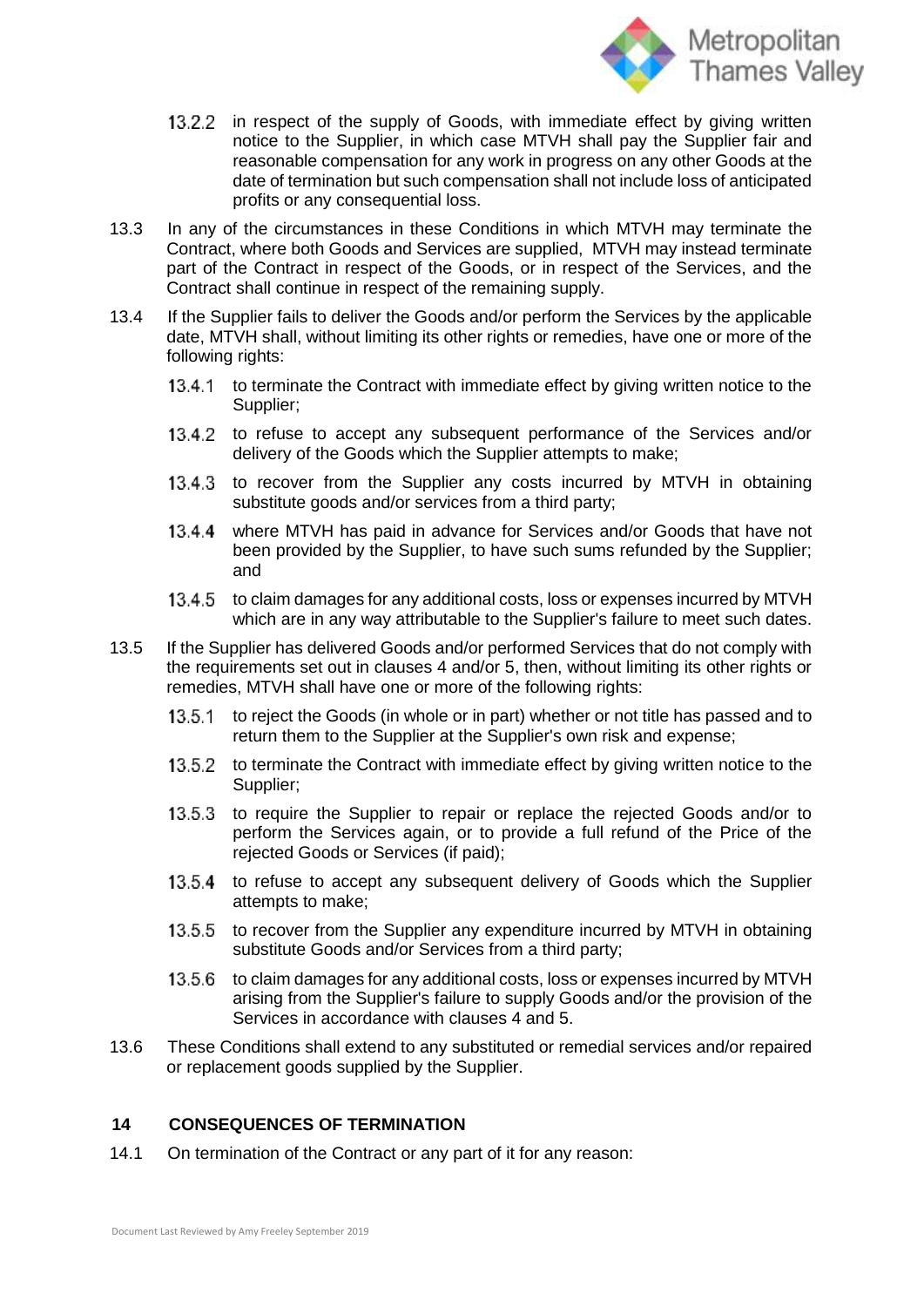13.2.2 in respect of the supply of Goods, with immediate effect by giving written notice to the Supplier, in which case MTVH shall pay the Supplier fair and reasonable compensation for any work in progress on any other Goods at the date of termination but such compensation shall not include loss of anticipated profits or any consequential loss.

13.3 In any of the circumstances in these Conditions in which MTVH may terminate the Contract, where both Goods and Services are supplied, MTVH may instead terminate part of the Contract in respect of the Goods, or in respect of the Services, and the Contract shall continue in respect of the remaining supply.

13.4 If the Supplier fails to deliver the Goods and/or perform the Services by the applicable date, MTVH shall, without limiting its other rights or remedies, have one or more of the following rights:

13.4.1 to terminate the Contract with immediate effect by giving written notice to the Supplier;

13.4.2 to refuse to accept any subsequent performance of the Services and/or delivery of the Goods which the Supplier attempts to make;

13.4.3 to recover from the Supplier any costs incurred by MTVH in obtaining substitute goods and/or services from a third party;

13.4.4 where MTVH has paid in advance for Services and/or Goods that have not been provided by the Supplier, to have such sums refunded by the Supplier; and

13.4.5 to claim damages for any additional costs, loss or expenses incurred by MTVH which are in any way attributable to the Supplier's failure to meet such dates.

13.5 If the Supplier has delivered Goods and/or performed Services that do not comply with the requirements set out in clauses 4 and/or 5, then, without limiting its other rights or remedies, MTVH shall have one or more of the following rights:

13.5.1 to reject the Goods (in whole or in part) whether or not title has passed and to return them to the Supplier at the Supplier's own risk and expense;

13.5.2 to terminate the Contract with immediate effect by giving written notice to the Supplier;

13.5.3 to require the Supplier to repair or replace the rejected Goods and/or to perform the Services again, or to provide a full refund of the Price of the rejected Goods or Services (if paid);

13.5.4 to refuse to accept any subsequent delivery of Goods which the Supplier attempts to make;

13.5.5 to recover from the Supplier any expenditure incurred by MTVH in obtaining substitute Goods and/or Services from a third party;

13.5.6 to claim damages for any additional costs, loss or expenses incurred by MTVH arising from the Supplier's failure to supply Goods and/or the provision of the Services in accordance with clauses 4 and 5.

13.6 These Conditions shall extend to any substituted or remedial services and/or repaired or replacement goods supplied by the Supplier.

## 14 CONSEQUENCES OF TERMINATION

14.1 On termination of the Contract or any part of it for any reason: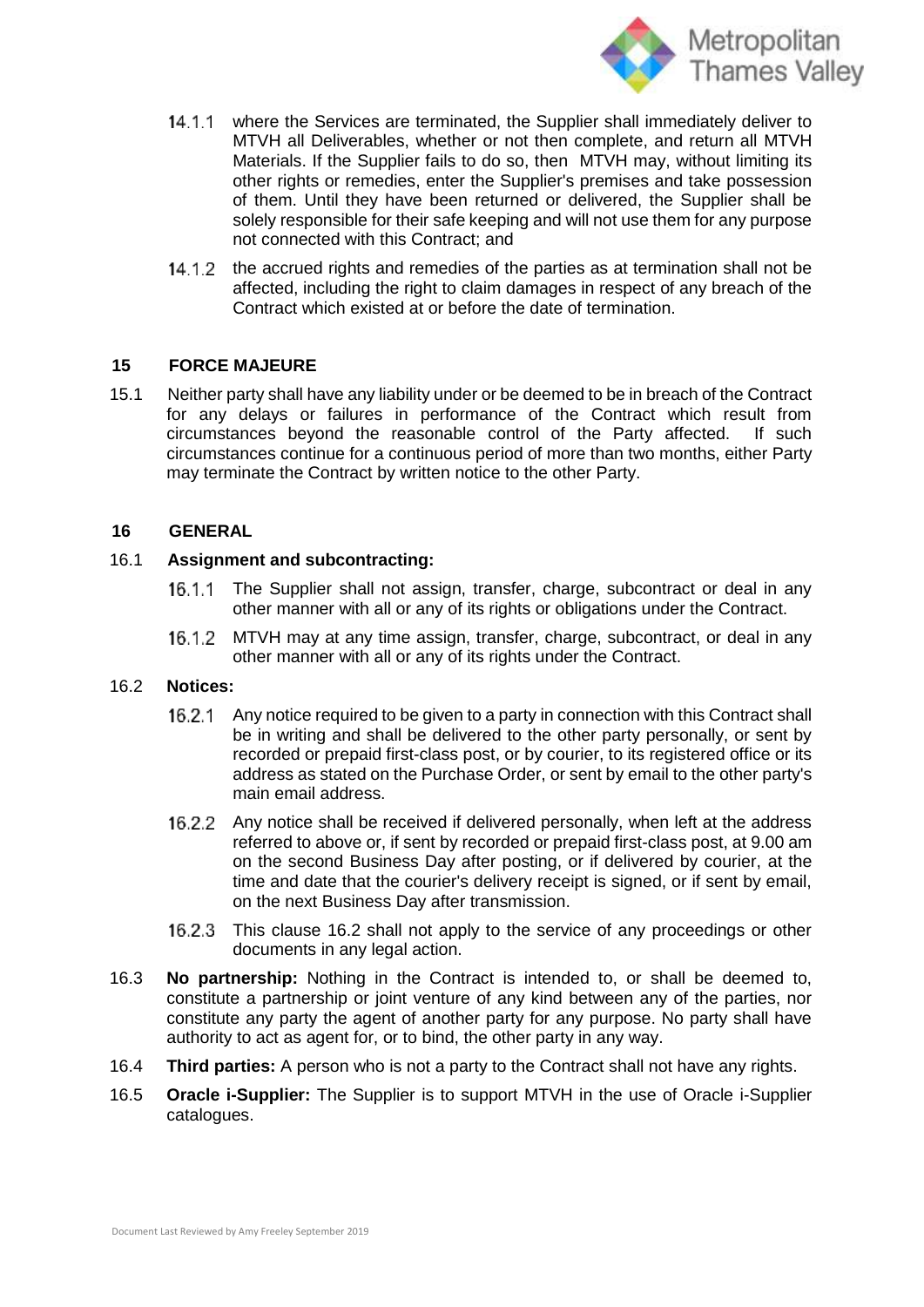14.1.1 where the Services are terminated, the Supplier shall immediately deliver to MTVH all Deliverables, whether or not then complete, and return all MTVH Materials. If the Supplier fails to do so, then MTVH may, without limiting its other rights or remedies, enter the Supplier's premises and take possession of them. Until they have been returned or delivered, the Supplier shall be solely responsible for their safe keeping and will not use them for any purpose not connected with this Contract; and

14.1.2 the accrued rights and remedies of the parties as at termination shall not be affected, including the right to claim damages in respect of any breach of the Contract which existed at or before the date of termination.

## 15 FORCE MAJEURE

15.1 Neither party shall have any liability under or be deemed to be in breach of the Contract for any delays or failures in performance of the Contract which result from circumstances beyond the reasonable control of the Party affected. If such circumstances continue for a continuous period of more than two months, either Party may terminate the Contract by written notice to the other Party.

## 16 GENERAL

16.1 **Assignment and subcontracting:**

16.1.1 The Supplier shall not assign, transfer, charge, subcontract or deal in any other manner with all or any of its rights or obligations under the Contract.

16.1.2 MTVH may at any time assign, transfer, charge, subcontract, or deal in any other manner with all or any of its rights under the Contract.

16.2 **Notices:**

16.2.1 Any notice required to be given to a party in connection with this Contract shall be in writing and shall be delivered to the other party personally, or sent by recorded or prepaid first-class post, or by courier, to its registered office or its address as stated on the Purchase Order, or sent by email to the other party's main email address.

16.2.2 Any notice shall be received if delivered personally, when left at the address referred to above or, if sent by recorded or prepaid first-class post, at 9.00 am on the second Business Day after posting, or if delivered by courier, at the time and date that the courier's delivery receipt is signed, or if sent by email, on the next Business Day after transmission.

16.2.3 This clause 16.2 shall not apply to the service of any proceedings or other documents in any legal action.

16.3 **No partnership:** Nothing in the Contract is intended to, or shall be deemed to, constitute a partnership or joint venture of any kind between any of the parties, nor constitute any party the agent of another party for any purpose. No party shall have authority to act as agent for, or to bind, the other party in any way.

16.4 **Third parties:** A person who is not a party to the Contract shall not have any rights.

16.5 **Oracle i-Supplier:** The Supplier is to support MTVH in the use of Oracle i-Supplier catalogues.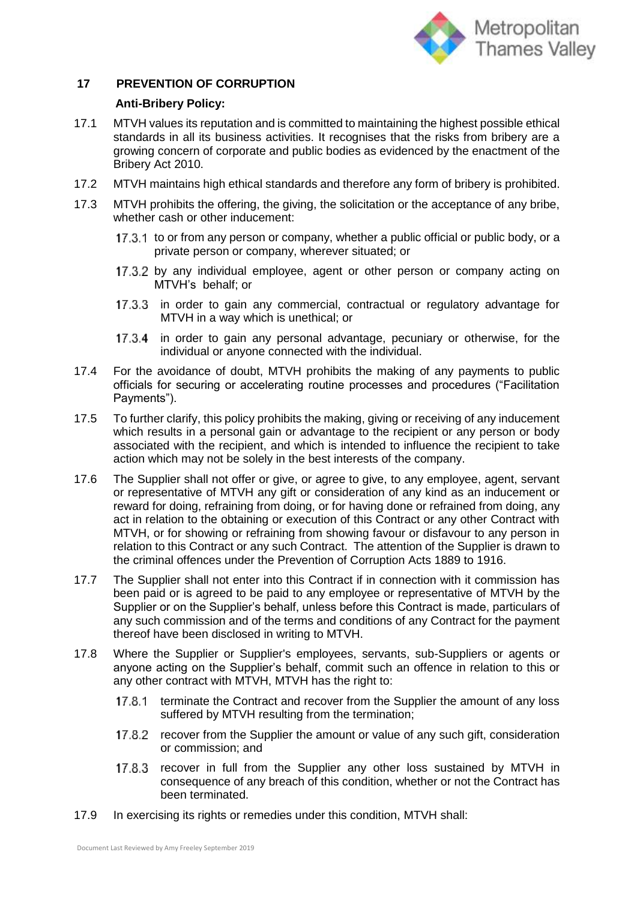## 17 PREVENTION OF CORRUPTION

**Anti-Bribery Policy:**

17.1 MTVH values its reputation and is committed to maintaining the highest possible ethical standards in all its business activities. It recognises that the risks from bribery are a growing concern of corporate and public bodies as evidenced by the enactment of the Bribery Act 2010.

17.2 MTVH maintains high ethical standards and therefore any form of bribery is prohibited.

17.3 MTVH prohibits the offering, the giving, the solicitation or the acceptance of any bribe, whether cash or other inducement:

17.3.1 to or from any person or company, whether a public official or public body, or a private person or company, wherever situated; or

17.3.2 by any individual employee, agent or other person or company acting on MTVH's behalf; or

17.3.3 in order to gain any commercial, contractual or regulatory advantage for MTVH in a way which is unethical; or

17.3.4 in order to gain any personal advantage, pecuniary or otherwise, for the individual or anyone connected with the individual.

17.4 For the avoidance of doubt, MTVH prohibits the making of any payments to public officials for securing or accelerating routine processes and procedures ("Facilitation Payments").

17.5 To further clarify, this policy prohibits the making, giving or receiving of any inducement which results in a personal gain or advantage to the recipient or any person or body associated with the recipient, and which is intended to influence the recipient to take action which may not be solely in the best interests of the company.

17.6 The Supplier shall not offer or give, or agree to give, to any employee, agent, servant or representative of MTVH any gift or consideration of any kind as an inducement or reward for doing, refraining from doing, or for having done or refrained from doing, any act in relation to the obtaining or execution of this Contract or any other Contract with MTVH, or for showing or refraining from showing favour or disfavour to any person in relation to this Contract or any such Contract. The attention of the Supplier is drawn to the criminal offences under the Prevention of Corruption Acts 1889 to 1916.

17.7 The Supplier shall not enter into this Contract if in connection with it commission has been paid or is agreed to be paid to any employee or representative of MTVH by the Supplier or on the Supplier's behalf, unless before this Contract is made, particulars of any such commission and of the terms and conditions of any Contract for the payment thereof have been disclosed in writing to MTVH.

17.8 Where the Supplier or Supplier's employees, servants, sub-Suppliers or agents or anyone acting on the Supplier's behalf, commit such an offence in relation to this or any other contract with MTVH, MTVH has the right to:

17.8.1 terminate the Contract and recover from the Supplier the amount of any loss suffered by MTVH resulting from the termination;

17.8.2 recover from the Supplier the amount or value of any such gift, consideration or commission; and

17.8.3 recover in full from the Supplier any other loss sustained by MTVH in consequence of any breach of this condition, whether or not the Contract has been terminated.

17.9 In exercising its rights or remedies under this condition, MTVH shall: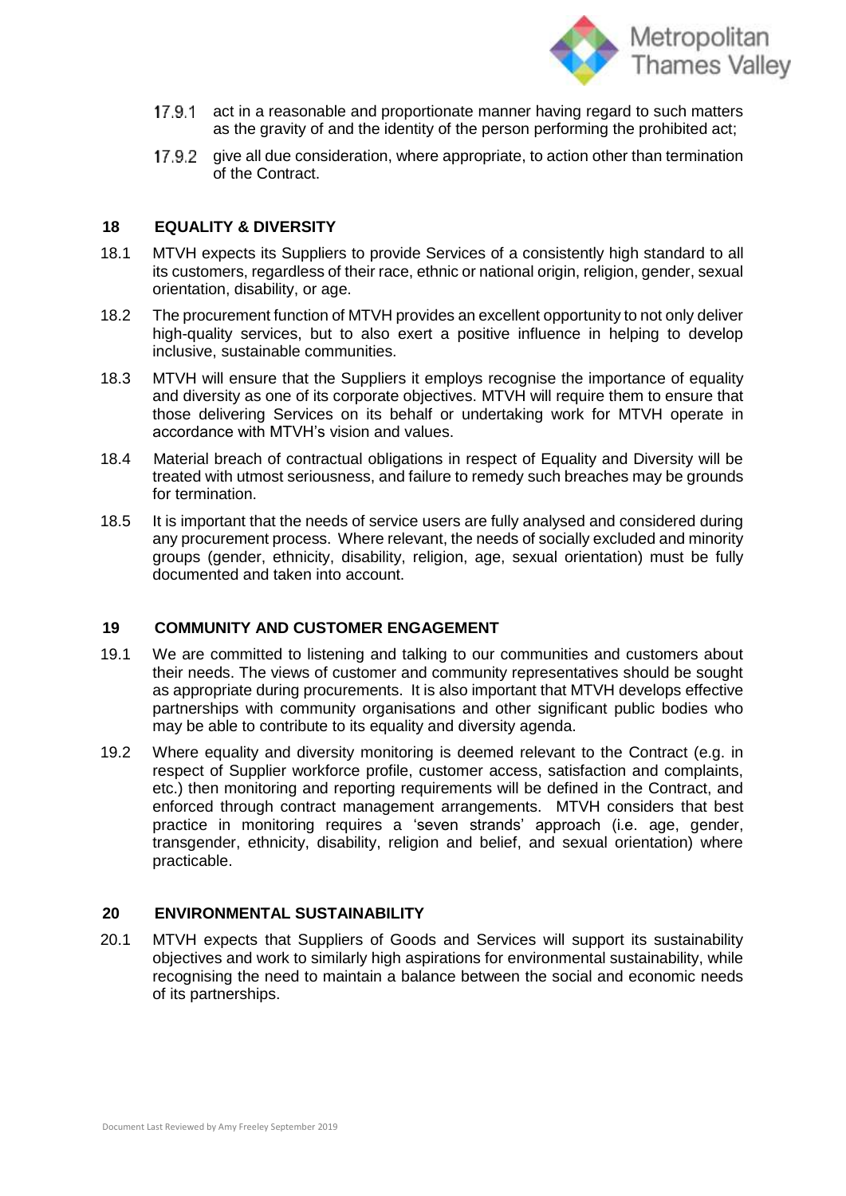17.9.1 act in a reasonable and proportionate manner having regard to such matters as the gravity of and the identity of the person performing the prohibited act;

17.9.2 give all due consideration, where appropriate, to action other than termination of the Contract.

## 18 EQUALITY & DIVERSITY

18.1 MTVH expects its Suppliers to provide Services of a consistently high standard to all its customers, regardless of their race, ethnic or national origin, religion, gender, sexual orientation, disability, or age.

18.2 The procurement function of MTVH provides an excellent opportunity to not only deliver high-quality services, but to also exert a positive influence in helping to develop inclusive, sustainable communities.

18.3 MTVH will ensure that the Suppliers it employs recognise the importance of equality and diversity as one of its corporate objectives. MTVH will require them to ensure that those delivering Services on its behalf or undertaking work for MTVH operate in accordance with MTVH's vision and values.

18.4 Material breach of contractual obligations in respect of Equality and Diversity will be treated with utmost seriousness, and failure to remedy such breaches may be grounds for termination.

18.5 It is important that the needs of service users are fully analysed and considered during any procurement process. Where relevant, the needs of socially excluded and minority groups (gender, ethnicity, disability, religion, age, sexual orientation) must be fully documented and taken into account.

## 19 COMMUNITY AND CUSTOMER ENGAGEMENT

19.1 We are committed to listening and talking to our communities and customers about their needs. The views of customer and community representatives should be sought as appropriate during procurements. It is also important that MTVH develops effective partnerships with community organisations and other significant public bodies who may be able to contribute to its equality and diversity agenda.

19.2 Where equality and diversity monitoring is deemed relevant to the Contract (e.g. in respect of Supplier workforce profile, customer access, satisfaction and complaints, etc.) then monitoring and reporting requirements will be defined in the Contract, and enforced through contract management arrangements. MTVH considers that best practice in monitoring requires a 'seven strands' approach (i.e. age, gender, transgender, ethnicity, disability, religion and belief, and sexual orientation) where practicable.

## 20 ENVIRONMENTAL SUSTAINABILITY

20.1 MTVH expects that Suppliers of Goods and Services will support its sustainability objectives and work to similarly high aspirations for environmental sustainability, while recognising the need to maintain a balance between the social and economic needs of its partnerships.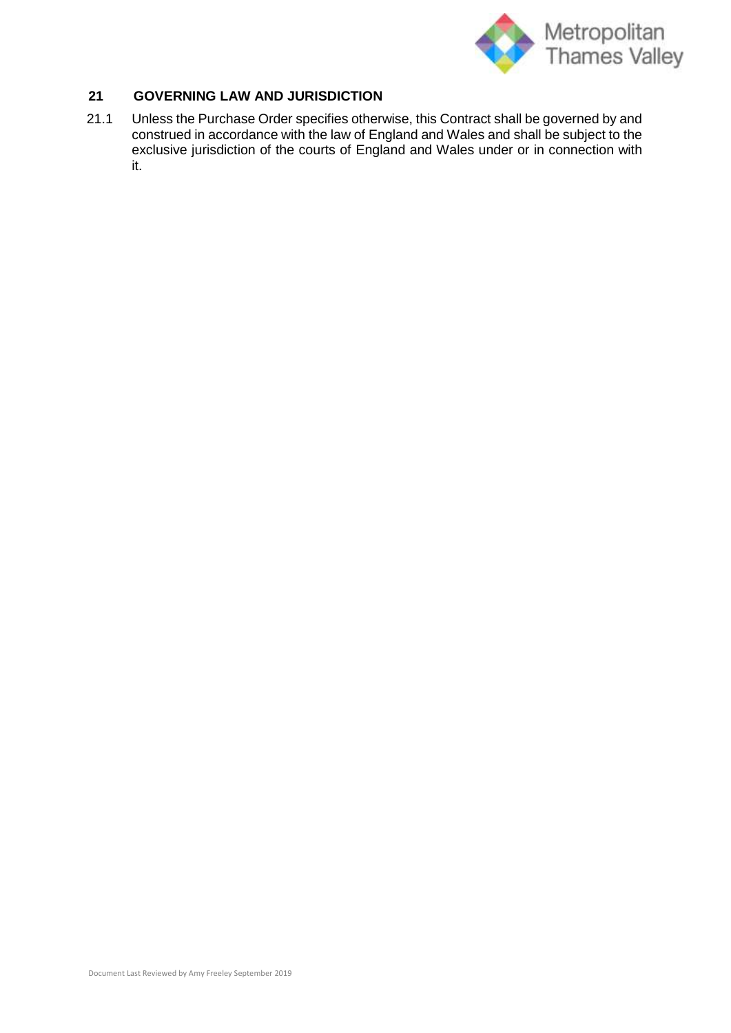## 21 GOVERNING LAW AND JURISDICTION

21.1 Unless the Purchase Order specifies otherwise, this Contract shall be governed by and construed in accordance with the law of England and Wales and shall be subject to the exclusive jurisdiction of the courts of England and Wales under or in connection with it.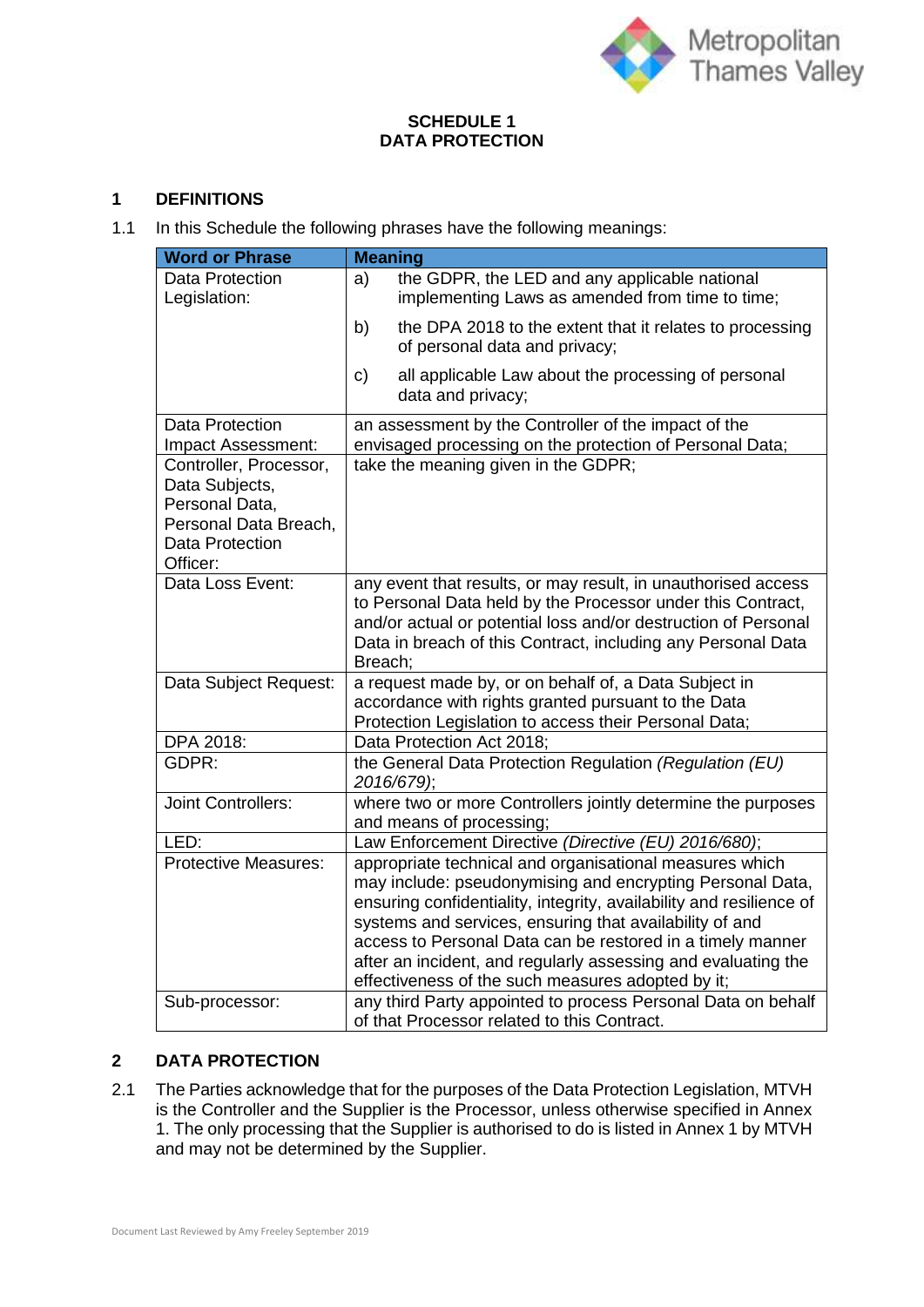**SCHEDULE 1**
**DATA PROTECTION**

## 1 DEFINITIONS

1.1 In this Schedule the following phrases have the following meanings:

| Word or Phrase | Meaning |
|---|---|
| Data Protection Legislation: | a) the GDPR, the LED and any applicable national implementing Laws as amended from time to time; <br> b) the DPA 2018 to the extent that it relates to processing of personal data and privacy; <br> c) all applicable Law about the processing of personal data and privacy; |
| Data Protection Impact Assessment: | an assessment by the Controller of the impact of the envisaged processing on the protection of Personal Data; |
| Controller, Processor, Data Subjects, Personal Data, Personal Data Breach, Data Protection Officer: | take the meaning given in the GDPR; |
| Data Loss Event: | any event that results, or may result, in unauthorised access to Personal Data held by the Processor under this Contract, and/or actual or potential loss and/or destruction of Personal Data in breach of this Contract, including any Personal Data Breach; |
| Data Subject Request: | a request made by, or on behalf of, a Data Subject in accordance with rights granted pursuant to the Data Protection Legislation to access their Personal Data; |
| DPA 2018: | Data Protection Act 2018; |
| GDPR: | the General Data Protection Regulation *(Regulation (EU) 2016/679)*; |
| Joint Controllers: | where two or more Controllers jointly determine the purposes and means of processing; |
| LED: | Law Enforcement Directive *(Directive (EU) 2016/680)*; |
| Protective Measures: | appropriate technical and organisational measures which may include: pseudonymising and encrypting Personal Data, ensuring confidentiality, integrity, availability and resilience of systems and services, ensuring that availability of and access to Personal Data can be restored in a timely manner after an incident, and regularly assessing and evaluating the effectiveness of the such measures adopted by it; |
| Sub-processor: | any third Party appointed to process Personal Data on behalf of that Processor related to this Contract. |

## 2 DATA PROTECTION

2.1 The Parties acknowledge that for the purposes of the Data Protection Legislation, MTVH is the Controller and the Supplier is the Processor, unless otherwise specified in Annex 1. The only processing that the Supplier is authorised to do is listed in Annex 1 by MTVH and may not be determined by the Supplier.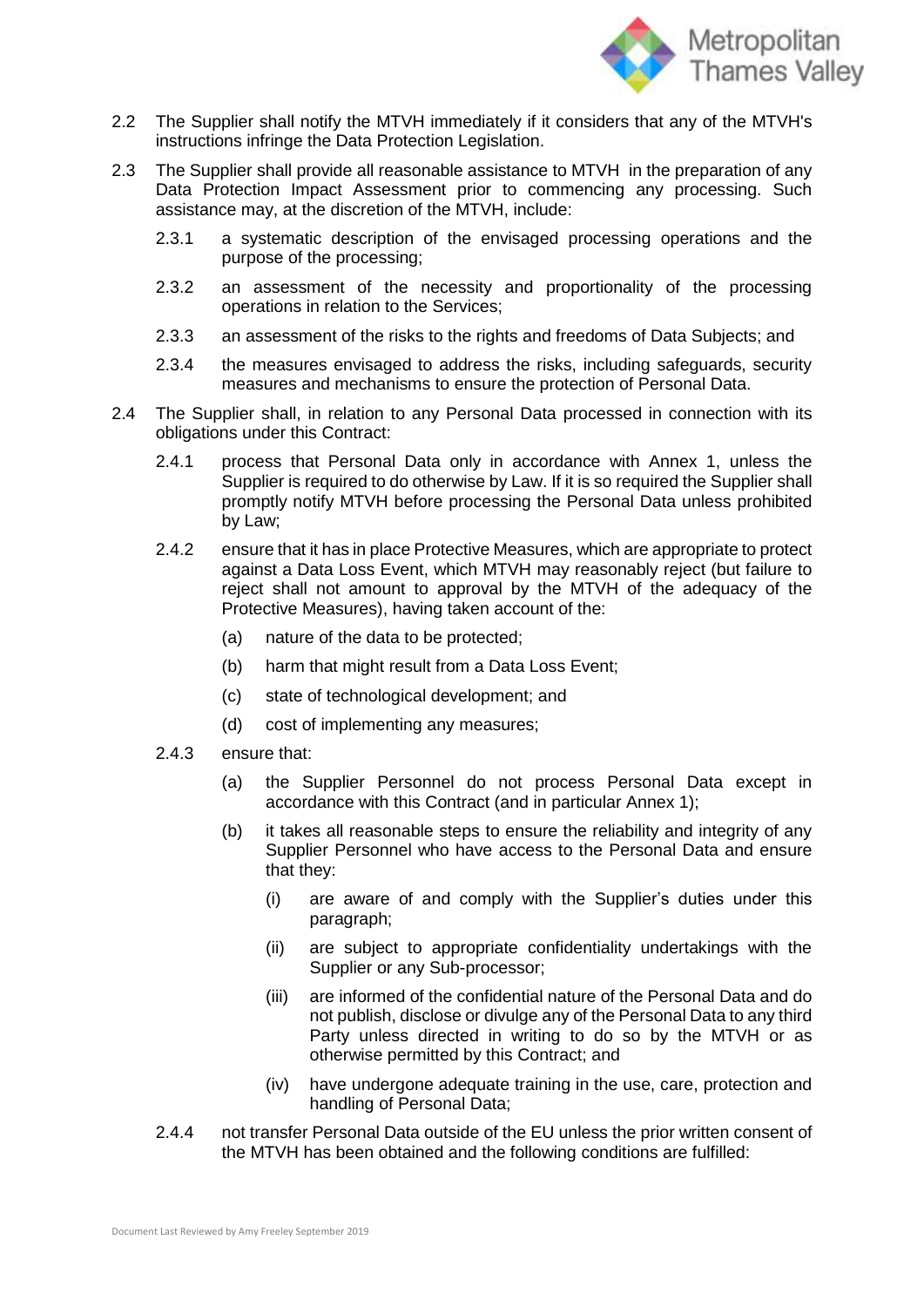2.2 The Supplier shall notify the MTVH immediately if it considers that any of the MTVH's instructions infringe the Data Protection Legislation.

2.3 The Supplier shall provide all reasonable assistance to MTVH in the preparation of any Data Protection Impact Assessment prior to commencing any processing. Such assistance may, at the discretion of the MTVH, include:

2.3.1 a systematic description of the envisaged processing operations and the purpose of the processing;

2.3.2 an assessment of the necessity and proportionality of the processing operations in relation to the Services;

2.3.3 an assessment of the risks to the rights and freedoms of Data Subjects; and

2.3.4 the measures envisaged to address the risks, including safeguards, security measures and mechanisms to ensure the protection of Personal Data.

2.4 The Supplier shall, in relation to any Personal Data processed in connection with its obligations under this Contract:

2.4.1 process that Personal Data only in accordance with Annex 1, unless the Supplier is required to do otherwise by Law. If it is so required the Supplier shall promptly notify MTVH before processing the Personal Data unless prohibited by Law;

2.4.2 ensure that it has in place Protective Measures, which are appropriate to protect against a Data Loss Event, which MTVH may reasonably reject (but failure to reject shall not amount to approval by the MTVH of the adequacy of the Protective Measures), having taken account of the:

(a) nature of the data to be protected;

(b) harm that might result from a Data Loss Event;

(c) state of technological development; and

(d) cost of implementing any measures;

2.4.3 ensure that:

(a) the Supplier Personnel do not process Personal Data except in accordance with this Contract (and in particular Annex 1);

(b) it takes all reasonable steps to ensure the reliability and integrity of any Supplier Personnel who have access to the Personal Data and ensure that they:

(i) are aware of and comply with the Supplier's duties under this paragraph;

(ii) are subject to appropriate confidentiality undertakings with the Supplier or any Sub-processor;

(iii) are informed of the confidential nature of the Personal Data and do not publish, disclose or divulge any of the Personal Data to any third Party unless directed in writing to do so by the MTVH or as otherwise permitted by this Contract; and

(iv) have undergone adequate training in the use, care, protection and handling of Personal Data;

2.4.4 not transfer Personal Data outside of the EU unless the prior written consent of the MTVH has been obtained and the following conditions are fulfilled: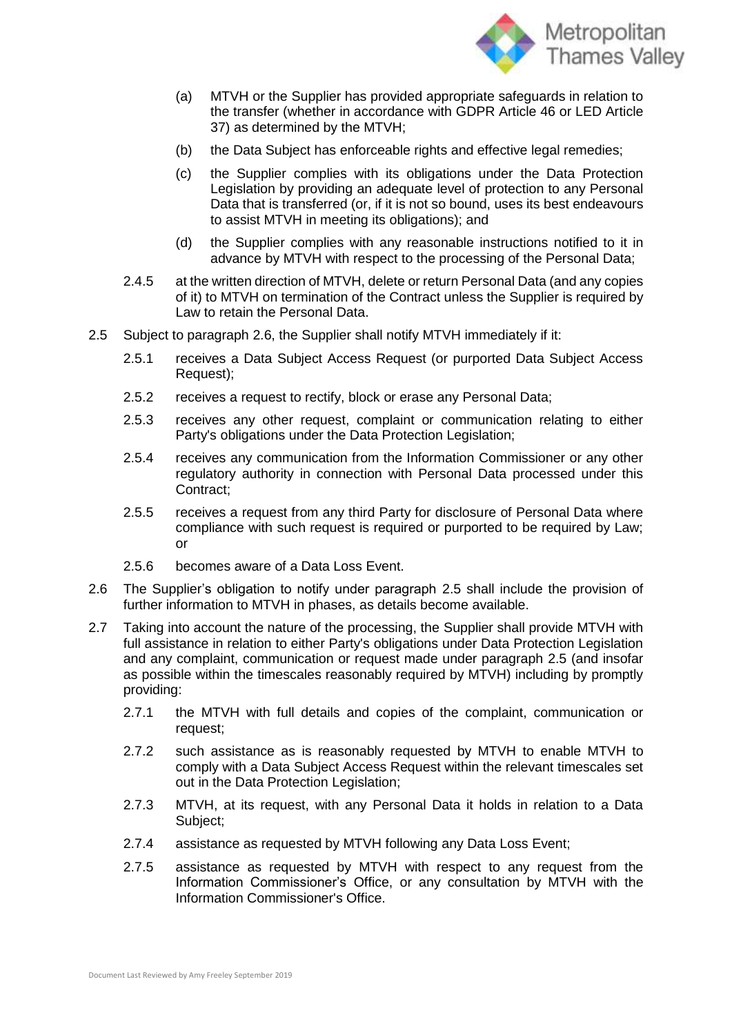(a) MTVH or the Supplier has provided appropriate safeguards in relation to the transfer (whether in accordance with GDPR Article 46 or LED Article 37) as determined by the MTVH;

(b) the Data Subject has enforceable rights and effective legal remedies;

(c) the Supplier complies with its obligations under the Data Protection Legislation by providing an adequate level of protection to any Personal Data that is transferred (or, if it is not so bound, uses its best endeavours to assist MTVH in meeting its obligations); and

(d) the Supplier complies with any reasonable instructions notified to it in advance by MTVH with respect to the processing of the Personal Data;

2.4.5 at the written direction of MTVH, delete or return Personal Data (and any copies of it) to MTVH on termination of the Contract unless the Supplier is required by Law to retain the Personal Data.

2.5 Subject to paragraph 2.6, the Supplier shall notify MTVH immediately if it:

2.5.1 receives a Data Subject Access Request (or purported Data Subject Access Request);

2.5.2 receives a request to rectify, block or erase any Personal Data;

2.5.3 receives any other request, complaint or communication relating to either Party's obligations under the Data Protection Legislation;

2.5.4 receives any communication from the Information Commissioner or any other regulatory authority in connection with Personal Data processed under this Contract;

2.5.5 receives a request from any third Party for disclosure of Personal Data where compliance with such request is required or purported to be required by Law; or

2.5.6 becomes aware of a Data Loss Event.

2.6 The Supplier's obligation to notify under paragraph 2.5 shall include the provision of further information to MTVH in phases, as details become available.

2.7 Taking into account the nature of the processing, the Supplier shall provide MTVH with full assistance in relation to either Party's obligations under Data Protection Legislation and any complaint, communication or request made under paragraph 2.5 (and insofar as possible within the timescales reasonably required by MTVH) including by promptly providing:

2.7.1 the MTVH with full details and copies of the complaint, communication or request;

2.7.2 such assistance as is reasonably requested by MTVH to enable MTVH to comply with a Data Subject Access Request within the relevant timescales set out in the Data Protection Legislation;

2.7.3 MTVH, at its request, with any Personal Data it holds in relation to a Data Subject;

2.7.4 assistance as requested by MTVH following any Data Loss Event;

2.7.5 assistance as requested by MTVH with respect to any request from the Information Commissioner's Office, or any consultation by MTVH with the Information Commissioner's Office.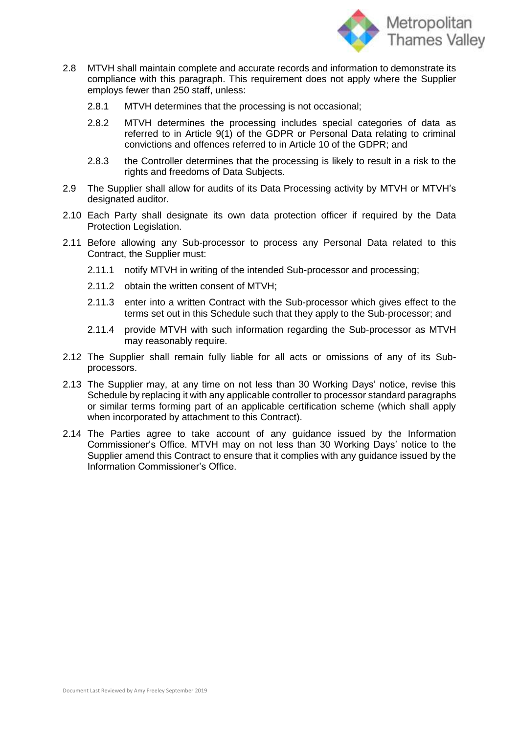2.8 MTVH shall maintain complete and accurate records and information to demonstrate its compliance with this paragraph. This requirement does not apply where the Supplier employs fewer than 250 staff, unless:

2.8.1 MTVH determines that the processing is not occasional;

2.8.2 MTVH determines the processing includes special categories of data as referred to in Article 9(1) of the GDPR or Personal Data relating to criminal convictions and offences referred to in Article 10 of the GDPR; and

2.8.3 the Controller determines that the processing is likely to result in a risk to the rights and freedoms of Data Subjects.

2.9 The Supplier shall allow for audits of its Data Processing activity by MTVH or MTVH's designated auditor.

2.10 Each Party shall designate its own data protection officer if required by the Data Protection Legislation.

2.11 Before allowing any Sub-processor to process any Personal Data related to this Contract, the Supplier must:

2.11.1 notify MTVH in writing of the intended Sub-processor and processing;

2.11.2 obtain the written consent of MTVH;

2.11.3 enter into a written Contract with the Sub-processor which gives effect to the terms set out in this Schedule such that they apply to the Sub-processor; and

2.11.4 provide MTVH with such information regarding the Sub-processor as MTVH may reasonably require.

2.12 The Supplier shall remain fully liable for all acts or omissions of any of its Sub-processors.

2.13 The Supplier may, at any time on not less than 30 Working Days' notice, revise this Schedule by replacing it with any applicable controller to processor standard paragraphs or similar terms forming part of an applicable certification scheme (which shall apply when incorporated by attachment to this Contract).

2.14 The Parties agree to take account of any guidance issued by the Information Commissioner's Office. MTVH may on not less than 30 Working Days' notice to the Supplier amend this Contract to ensure that it complies with any guidance issued by the Information Commissioner's Office.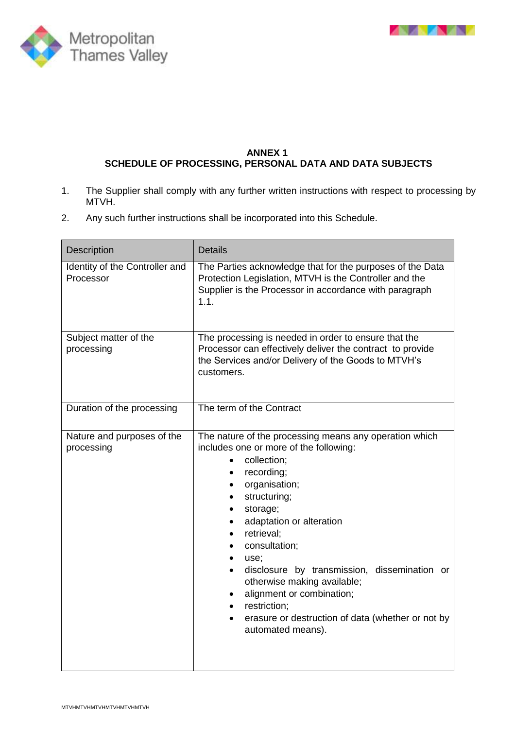## ANNEX 1
## SCHEDULE OF PROCESSING, PERSONAL DATA AND DATA SUBJECTS

1. The Supplier shall comply with any further written instructions with respect to processing by MTVH.
2. Any such further instructions shall be incorporated into this Schedule.

| Description | Details |
|---|---|
| Identity of the Controller and Processor | The Parties acknowledge that for the purposes of the Data Protection Legislation, MTVH is the Controller and the Supplier is the Processor in accordance with paragraph 1.1. |
| Subject matter of the processing | The processing is needed in order to ensure that the Processor can effectively deliver the contract to provide the Services and/or Delivery of the Goods to MTVH's customers. |
| Duration of the processing | The term of the Contract |
| Nature and purposes of the processing | The nature of the processing means any operation which includes one or more of the following:<br>• collection;<br>• recording;<br>• organisation;<br>• structuring;<br>• storage;<br>• adaptation or alteration<br>• retrieval;<br>• consultation;<br>• use;<br>• disclosure by transmission, dissemination or otherwise making available;<br>• alignment or combination;<br>• restriction;<br>• erasure or destruction of data (whether or not by automated means). |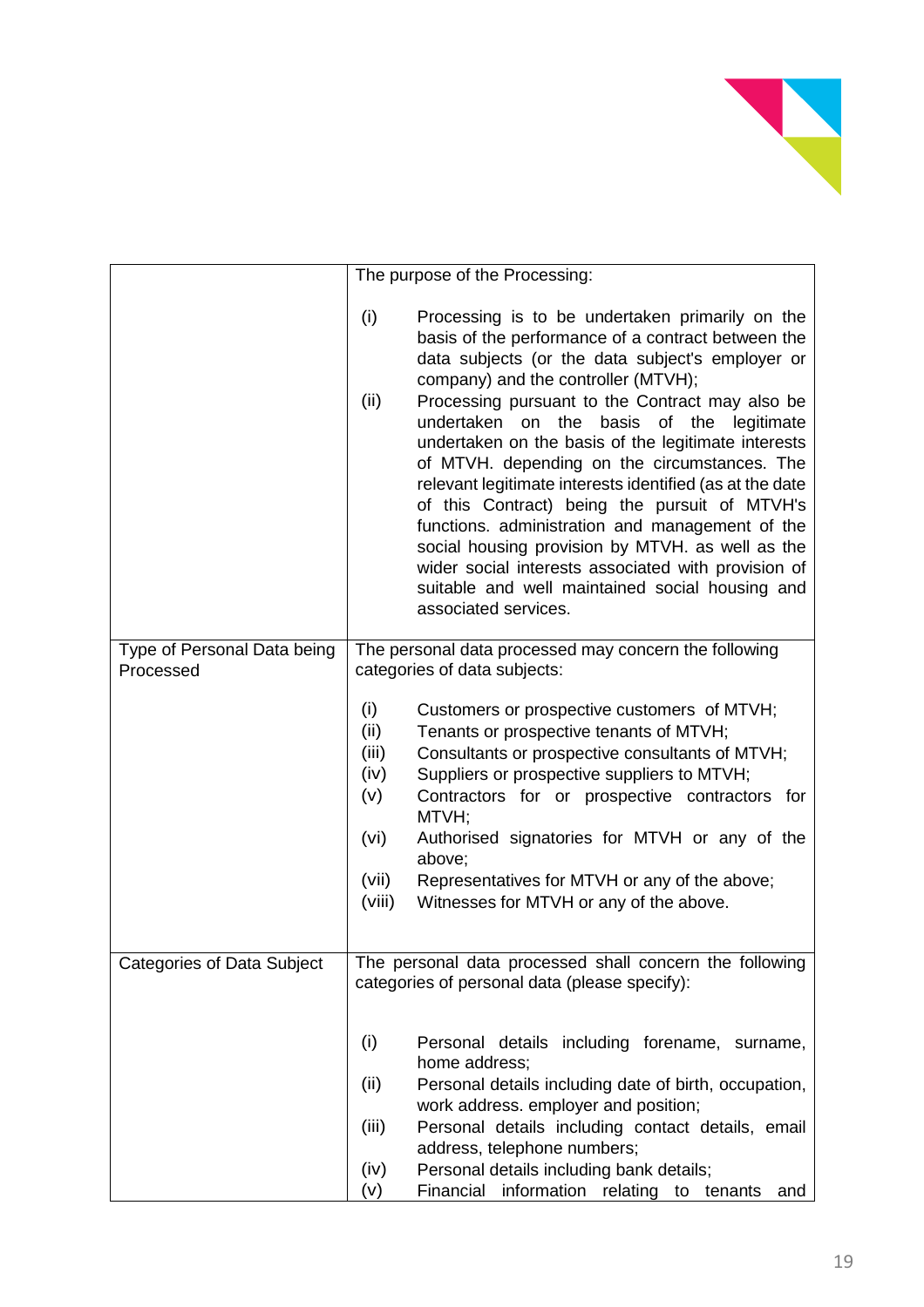| | |
|---|---|
| | The purpose of the Processing:<br><br>(i) Processing is to be undertaken primarily on the basis of the performance of a contract between the data subjects (or the data subject's employer or company) and the controller (MTVH);<br>(ii) Processing pursuant to the Contract may also be undertaken on the basis of the legitimate undertaken on the basis of the legitimate interests of MTVH. depending on the circumstances. The relevant legitimate interests identified (as at the date of this Contract) being the pursuit of MTVH's functions. administration and management of the social housing provision by MTVH. as well as the wider social interests associated with provision of suitable and well maintained social housing and associated services. |
| Type of Personal Data being Processed | The personal data processed may concern the following categories of data subjects:<br><br>(i) Customers or prospective customers of MTVH;<br>(ii) Tenants or prospective tenants of MTVH;<br>(iii) Consultants or prospective consultants of MTVH;<br>(iv) Suppliers or prospective suppliers to MTVH;<br>(v) Contractors for or prospective contractors for MTVH;<br>(vi) Authorised signatories for MTVH or any of the above;<br>(vii) Representatives for MTVH or any of the above;<br>(viii) Witnesses for MTVH or any of the above. |
| Categories of Data Subject | The personal data processed shall concern the following categories of personal data (please specify):<br><br>(i) Personal details including forename, surname, home address;<br>(ii) Personal details including date of birth, occupation, work address. employer and position;<br>(iii) Personal details including contact details, email address, telephone numbers;<br>(iv) Personal details including bank details;<br>(v) Financial information relating to tenants and |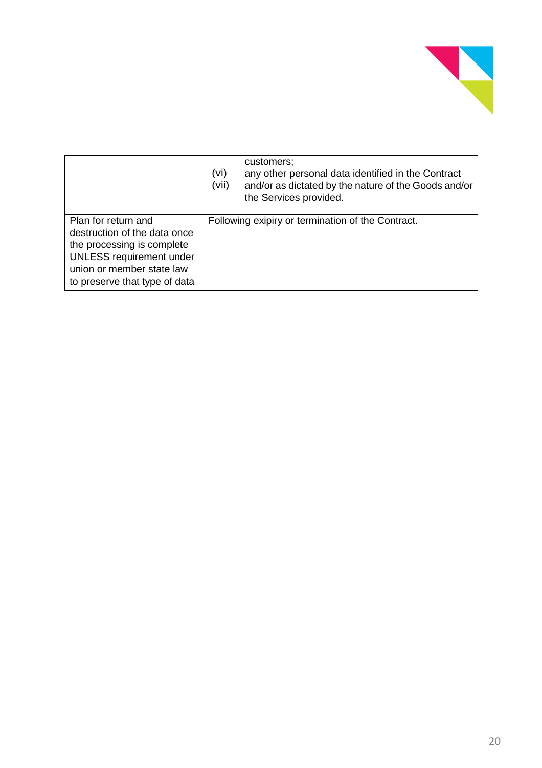| | |
|---|---|
| | customers;<br>(vi) any other personal data identified in the Contract<br>(vii) and/or as dictated by the nature of the Goods and/or the Services provided. |
| Plan for return and destruction of the data once the processing is complete UNLESS requirement under union or member state law to preserve that type of data | Following exipiry or termination of the Contract. |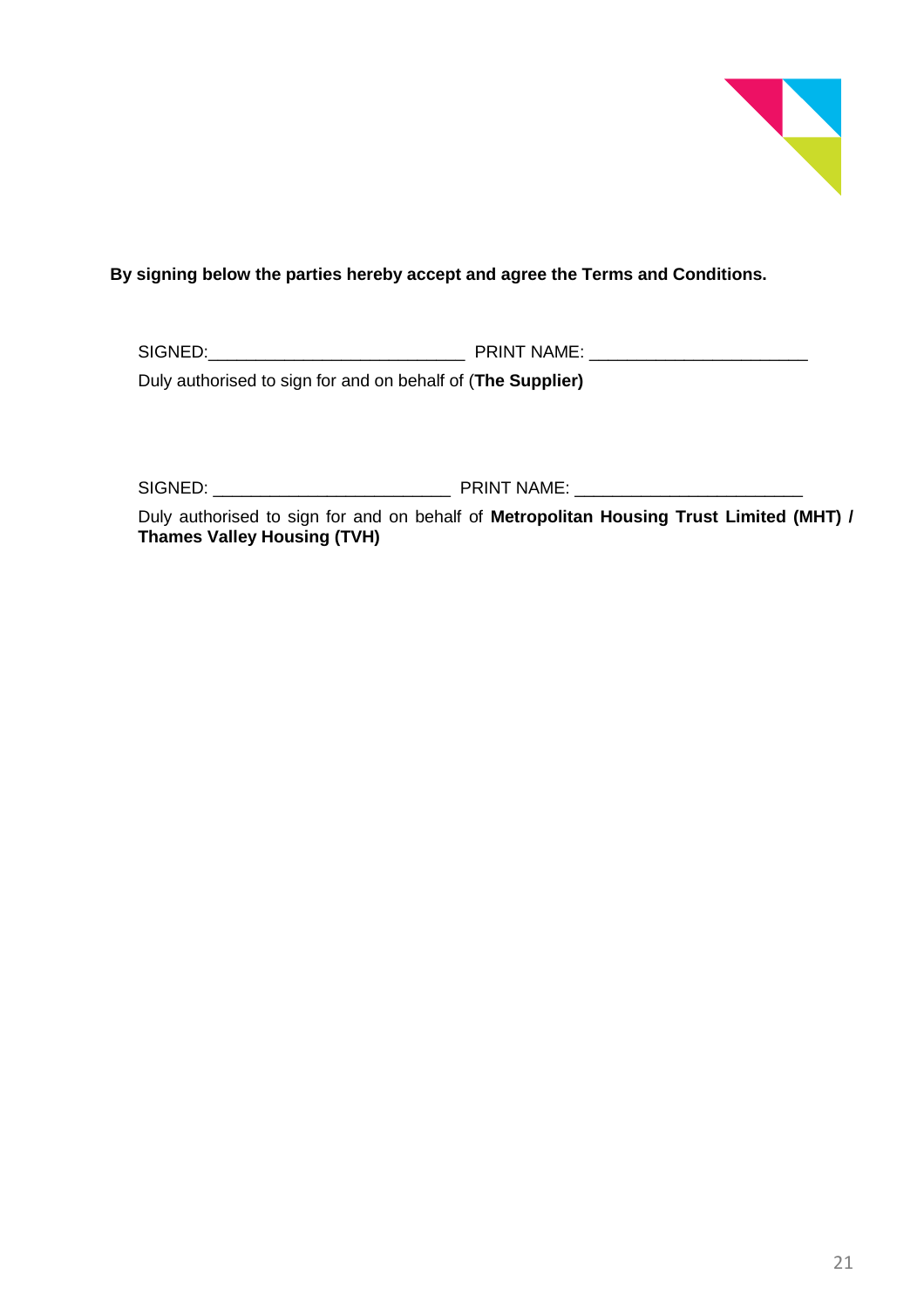**By signing below the parties hereby accept and agree the Terms and Conditions.**

SIGNED:___________________________ PRINT NAME: ______________________

Duly authorised to sign for and on behalf of (**The Supplier)**

SIGNED: _________________________ PRINT NAME: ________________________

Duly authorised to sign for and on behalf of **Metropolitan Housing Trust Limited (MHT) / Thames Valley Housing (TVH)**